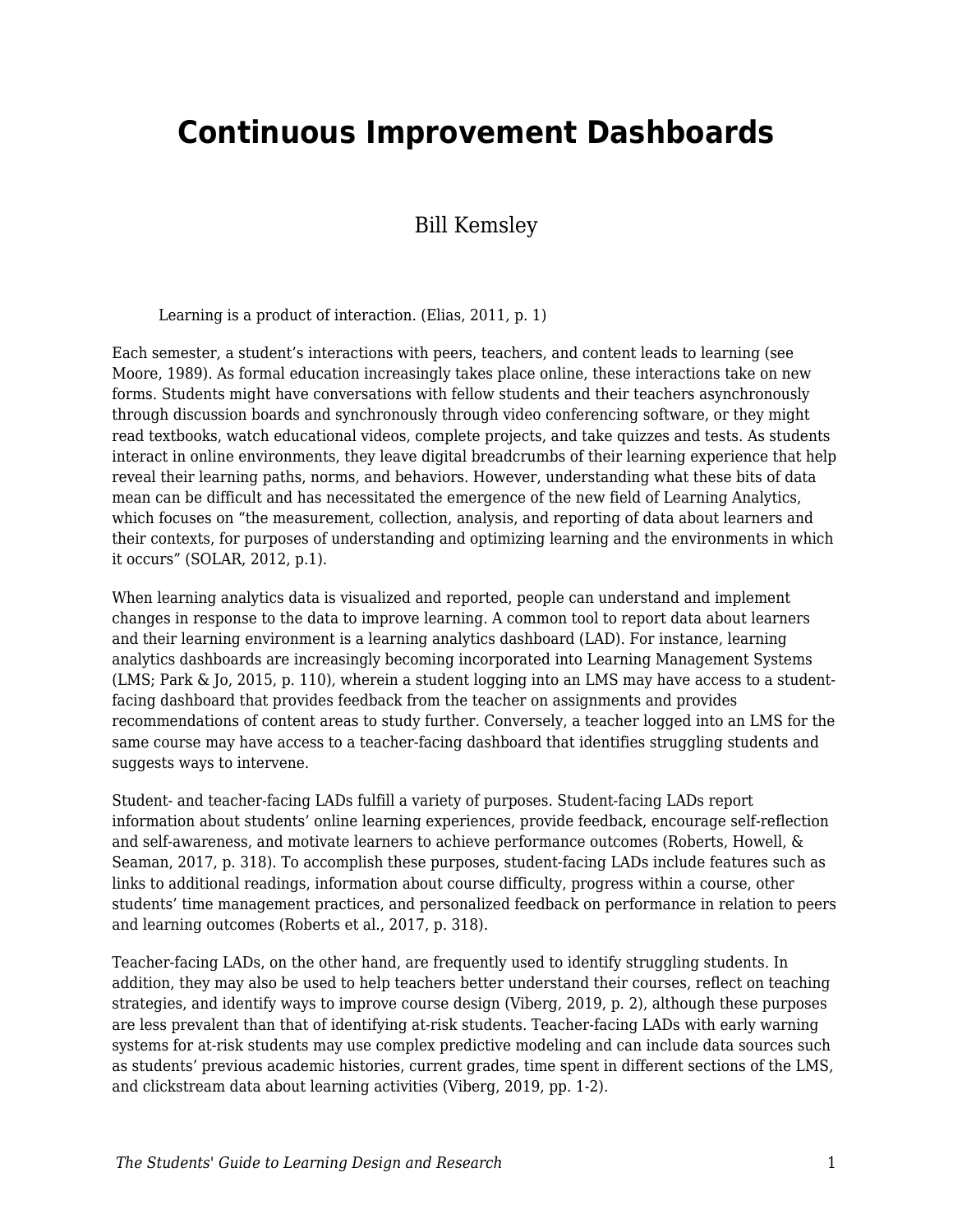# Continuous Improvement Dashboards

Bill Kemsley

> Learning is a product of interaction. (Elias, 2011, p. 1)

Each semester, a student's interactions with peers, teachers, and content leads to learning (see Moore, 1989). As formal education increasingly takes place online, these interactions take on new forms. Students might have conversations with fellow students and their teachers asynchronously through discussion boards and synchronously through video conferencing software, or they might read textbooks, watch educational videos, complete projects, and take quizzes and tests. As students interact in online environments, they leave digital breadcrumbs of their learning experience that help reveal their learning paths, norms, and behaviors. However, understanding what these bits of data mean can be difficult and has necessitated the emergence of the new field of Learning Analytics, which focuses on "the measurement, collection, analysis, and reporting of data about learners and their contexts, for purposes of understanding and optimizing learning and the environments in which it occurs" (SOLAR, 2012, p.1).

When learning analytics data is visualized and reported, people can understand and implement changes in response to the data to improve learning. A common tool to report data about learners and their learning environment is a learning analytics dashboard (LAD). For instance, learning analytics dashboards are increasingly becoming incorporated into Learning Management Systems (LMS; Park & Jo, 2015, p. 110), wherein a student logging into an LMS may have access to a student-facing dashboard that provides feedback from the teacher on assignments and provides recommendations of content areas to study further. Conversely, a teacher logged into an LMS for the same course may have access to a teacher-facing dashboard that identifies struggling students and suggests ways to intervene.

Student- and teacher-facing LADs fulfill a variety of purposes. Student-facing LADs report information about students' online learning experiences, provide feedback, encourage self-reflection and self-awareness, and motivate learners to achieve performance outcomes (Roberts, Howell, & Seaman, 2017, p. 318). To accomplish these purposes, student-facing LADs include features such as links to additional readings, information about course difficulty, progress within a course, other students' time management practices, and personalized feedback on performance in relation to peers and learning outcomes (Roberts et al., 2017, p. 318).

Teacher-facing LADs, on the other hand, are frequently used to identify struggling students. In addition, they may also be used to help teachers better understand their courses, reflect on teaching strategies, and identify ways to improve course design (Viberg, 2019, p. 2), although these purposes are less prevalent than that of identifying at-risk students. Teacher-facing LADs with early warning systems for at-risk students may use complex predictive modeling and can include data sources such as students' previous academic histories, current grades, time spent in different sections of the LMS, and clickstream data about learning activities (Viberg, 2019, pp. 1-2).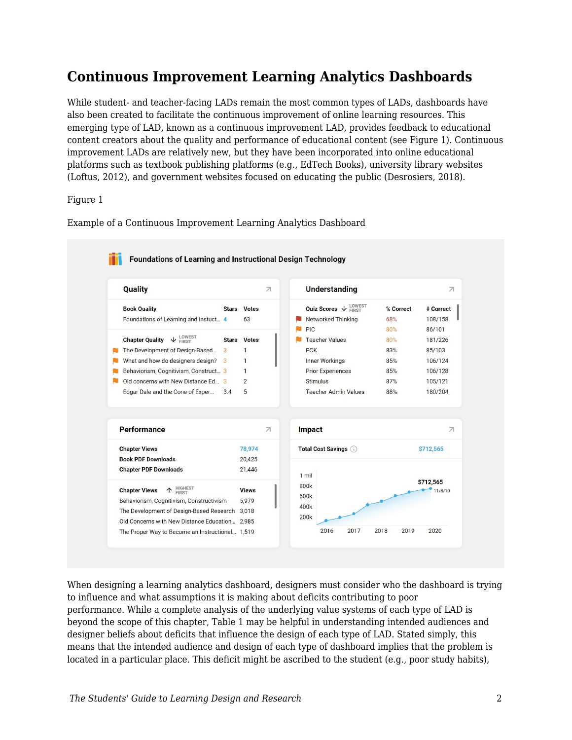## Continuous Improvement Learning Analytics Dashboards

While student- and teacher-facing LADs remain the most common types of LADs, dashboards have also been created to facilitate the continuous improvement of online learning resources. This emerging type of LAD, known as a continuous improvement LAD, provides feedback to educational content creators about the quality and performance of educational content (see Figure 1). Continuous improvement LADs are relatively new, but they have been incorporated into online educational platforms such as textbook publishing platforms (e.g., EdTech Books), university library websites (Loftus, 2012), and government websites focused on educating the public (Desrosiers, 2018).

Figure 1

Example of a Continuous Improvement Learning Analytics Dashboard

**Foundations of Learning and Instructional Design Technology**

**Quality**

| Book Quality | Stars | Votes |
|---|---|---|
| Foundations of Learning and Instruct... | 4 | 63 |

| Chapter Quality (LOWEST FIRST) | Stars | Votes |
|---|---|---|
| The Development of Design-Based... | 3 | 1 |
| What and how do designers design? | 3 | 1 |
| Behaviorism, Cognitivism, Construct... | 3 | 1 |
| Old concerns with New Distance Ed... | 3 | 2 |
| Edgar Dale and the Cone of Exper... | 3.4 | 5 |

**Understanding**

| Quiz Scores (LOWEST FIRST) | % Correct | # Correct |
|---|---|---|
| Networked Thinking | 68% | 108/158 |
| PIC | 80% | 86/101 |
| Teacher Values | 80% | 181/226 |
| PCK | 83% | 85/103 |
| Inner Workings | 85% | 106/124 |
| Prior Experiences | 85% | 106/128 |
| Stimulus | 87% | 105/121 |
| Teacher Admin Values | 88% | 180/204 |

**Performance**

| | |
|---|---|
| Chapter Views | 78,974 |
| Book PDF Downloads | 20,425 |
| Chapter PDF Downloads | 21,446 |

| Chapter Views (HIGHEST FIRST) | Views |
|---|---|
| Behaviorism, Cognitivism, Constructivism | 5,979 |
| The Development of Design-Based Research | 3,018 |
| Old Concerns with New Distance Education... | 2,985 |
| The Proper Way to Become an Instructional... | 1,519 |

**Impact**

Total Cost Savings: $712,565

$712,565 (11/8/19)

When designing a learning analytics dashboard, designers must consider who the dashboard is trying to influence and what assumptions it is making about deficits contributing to poor performance. While a complete analysis of the underlying value systems of each type of LAD is beyond the scope of this chapter, Table 1 may be helpful in understanding intended audiences and designer beliefs about deficits that influence the design of each type of LAD. Stated simply, this means that the intended audience and design of each type of dashboard implies that the problem is located in a particular place. This deficit might be ascribed to the student (e.g., poor study habits),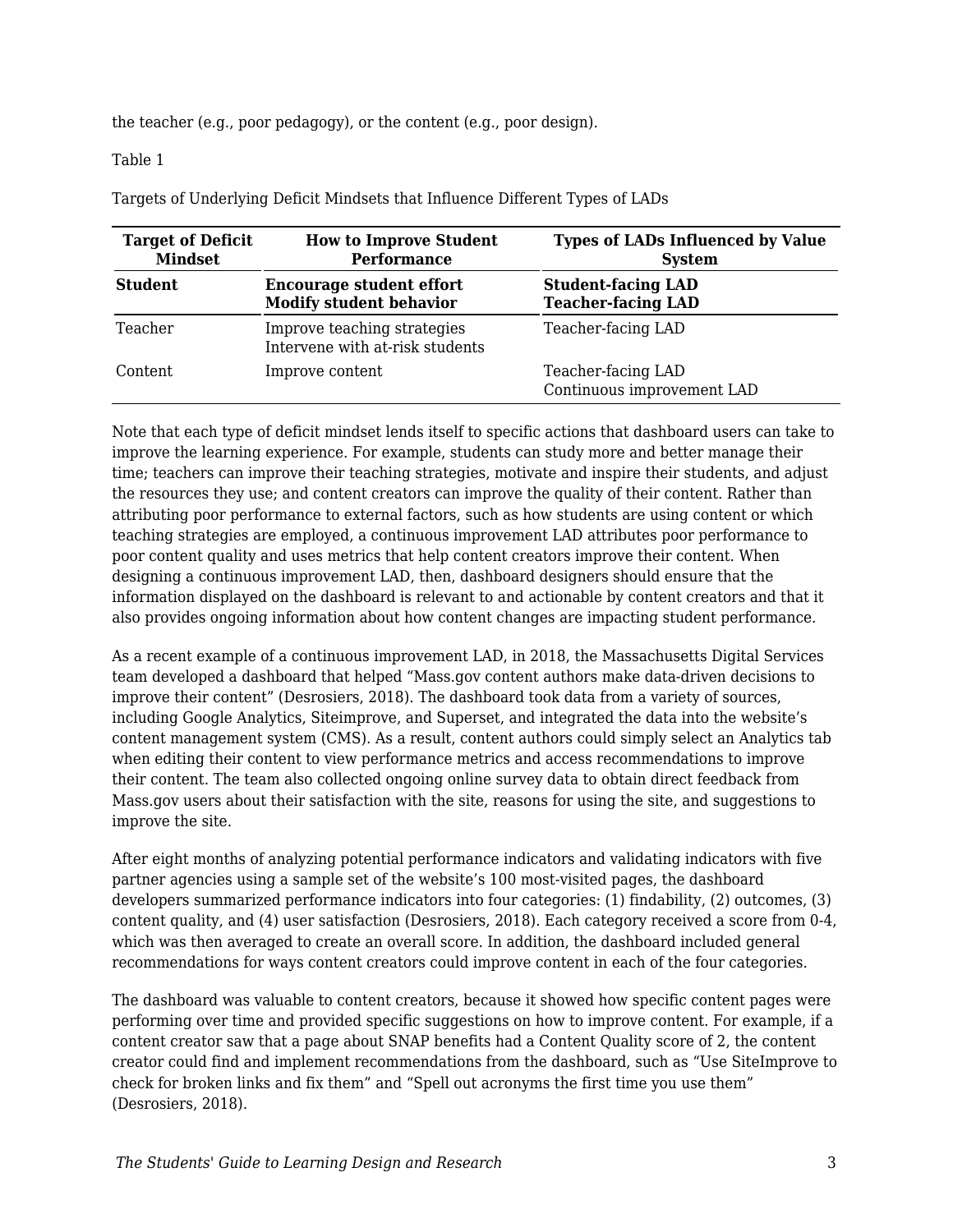the teacher (e.g., poor pedagogy), or the content (e.g., poor design).

Table 1

Targets of Underlying Deficit Mindsets that Influence Different Types of LADs

| Target of Deficit Mindset | How to Improve Student Performance | Types of LADs Influenced by Value System |
|---|---|---|
| **Student** | **Encourage student effort**<br>**Modify student behavior** | **Student-facing LAD**<br>**Teacher-facing LAD** |
| Teacher | Improve teaching strategies<br>Intervene with at-risk students | Teacher-facing LAD |
| Content | Improve content | Teacher-facing LAD<br>Continuous improvement LAD |

Note that each type of deficit mindset lends itself to specific actions that dashboard users can take to improve the learning experience. For example, students can study more and better manage their time; teachers can improve their teaching strategies, motivate and inspire their students, and adjust the resources they use; and content creators can improve the quality of their content. Rather than attributing poor performance to external factors, such as how students are using content or which teaching strategies are employed, a continuous improvement LAD attributes poor performance to poor content quality and uses metrics that help content creators improve their content. When designing a continuous improvement LAD, then, dashboard designers should ensure that the information displayed on the dashboard is relevant to and actionable by content creators and that it also provides ongoing information about how content changes are impacting student performance.

As a recent example of a continuous improvement LAD, in 2018, the Massachusetts Digital Services team developed a dashboard that helped "Mass.gov content authors make data-driven decisions to improve their content" (Desrosiers, 2018). The dashboard took data from a variety of sources, including Google Analytics, Siteimprove, and Superset, and integrated the data into the website's content management system (CMS). As a result, content authors could simply select an Analytics tab when editing their content to view performance metrics and access recommendations to improve their content. The team also collected ongoing online survey data to obtain direct feedback from Mass.gov users about their satisfaction with the site, reasons for using the site, and suggestions to improve the site.

After eight months of analyzing potential performance indicators and validating indicators with five partner agencies using a sample set of the website's 100 most-visited pages, the dashboard developers summarized performance indicators into four categories: (1) findability, (2) outcomes, (3) content quality, and (4) user satisfaction (Desrosiers, 2018). Each category received a score from 0-4, which was then averaged to create an overall score. In addition, the dashboard included general recommendations for ways content creators could improve content in each of the four categories.

The dashboard was valuable to content creators, because it showed how specific content pages were performing over time and provided specific suggestions on how to improve content. For example, if a content creator saw that a page about SNAP benefits had a Content Quality score of 2, the content creator could find and implement recommendations from the dashboard, such as "Use SiteImprove to check for broken links and fix them" and "Spell out acronyms the first time you use them" (Desrosiers, 2018).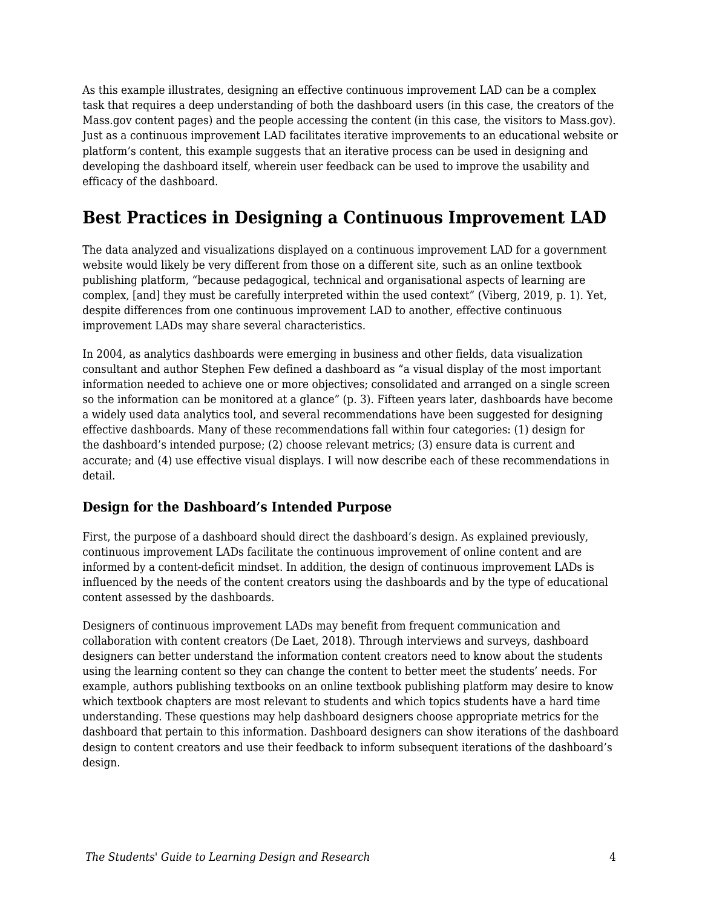As this example illustrates, designing an effective continuous improvement LAD can be a complex task that requires a deep understanding of both the dashboard users (in this case, the creators of the Mass.gov content pages) and the people accessing the content (in this case, the visitors to Mass.gov). Just as a continuous improvement LAD facilitates iterative improvements to an educational website or platform's content, this example suggests that an iterative process can be used in designing and developing the dashboard itself, wherein user feedback can be used to improve the usability and efficacy of the dashboard.

## Best Practices in Designing a Continuous Improvement LAD

The data analyzed and visualizations displayed on a continuous improvement LAD for a government website would likely be very different from those on a different site, such as an online textbook publishing platform, "because pedagogical, technical and organisational aspects of learning are complex, [and] they must be carefully interpreted within the used context" (Viberg, 2019, p. 1). Yet, despite differences from one continuous improvement LAD to another, effective continuous improvement LADs may share several characteristics.

In 2004, as analytics dashboards were emerging in business and other fields, data visualization consultant and author Stephen Few defined a dashboard as "a visual display of the most important information needed to achieve one or more objectives; consolidated and arranged on a single screen so the information can be monitored at a glance" (p. 3). Fifteen years later, dashboards have become a widely used data analytics tool, and several recommendations have been suggested for designing effective dashboards. Many of these recommendations fall within four categories: (1) design for the dashboard's intended purpose; (2) choose relevant metrics; (3) ensure data is current and accurate; and (4) use effective visual displays. I will now describe each of these recommendations in detail.

### Design for the Dashboard's Intended Purpose

First, the purpose of a dashboard should direct the dashboard's design. As explained previously, continuous improvement LADs facilitate the continuous improvement of online content and are informed by a content-deficit mindset. In addition, the design of continuous improvement LADs is influenced by the needs of the content creators using the dashboards and by the type of educational content assessed by the dashboards.

Designers of continuous improvement LADs may benefit from frequent communication and collaboration with content creators (De Laet, 2018). Through interviews and surveys, dashboard designers can better understand the information content creators need to know about the students using the learning content so they can change the content to better meet the students' needs. For example, authors publishing textbooks on an online textbook publishing platform may desire to know which textbook chapters are most relevant to students and which topics students have a hard time understanding. These questions may help dashboard designers choose appropriate metrics for the dashboard that pertain to this information. Dashboard designers can show iterations of the dashboard design to content creators and use their feedback to inform subsequent iterations of the dashboard's design.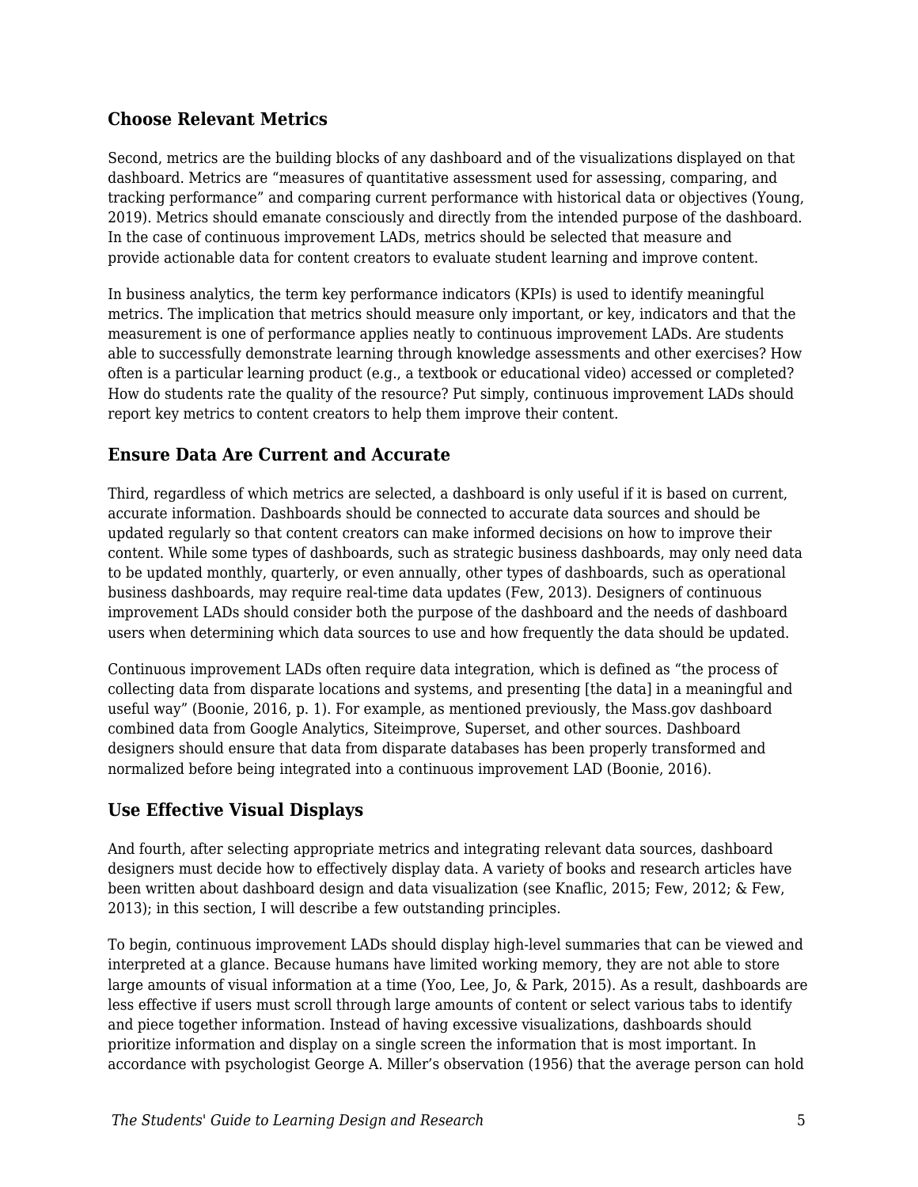### Choose Relevant Metrics

Second, metrics are the building blocks of any dashboard and of the visualizations displayed on that dashboard. Metrics are "measures of quantitative assessment used for assessing, comparing, and tracking performance" and comparing current performance with historical data or objectives (Young, 2019). Metrics should emanate consciously and directly from the intended purpose of the dashboard. In the case of continuous improvement LADs, metrics should be selected that measure and provide actionable data for content creators to evaluate student learning and improve content.

In business analytics, the term key performance indicators (KPIs) is used to identify meaningful metrics. The implication that metrics should measure only important, or key, indicators and that the measurement is one of performance applies neatly to continuous improvement LADs. Are students able to successfully demonstrate learning through knowledge assessments and other exercises? How often is a particular learning product (e.g., a textbook or educational video) accessed or completed? How do students rate the quality of the resource? Put simply, continuous improvement LADs should report key metrics to content creators to help them improve their content.

### Ensure Data Are Current and Accurate

Third, regardless of which metrics are selected, a dashboard is only useful if it is based on current, accurate information. Dashboards should be connected to accurate data sources and should be updated regularly so that content creators can make informed decisions on how to improve their content. While some types of dashboards, such as strategic business dashboards, may only need data to be updated monthly, quarterly, or even annually, other types of dashboards, such as operational business dashboards, may require real-time data updates (Few, 2013). Designers of continuous improvement LADs should consider both the purpose of the dashboard and the needs of dashboard users when determining which data sources to use and how frequently the data should be updated.

Continuous improvement LADs often require data integration, which is defined as "the process of collecting data from disparate locations and systems, and presenting [the data] in a meaningful and useful way" (Boonie, 2016, p. 1). For example, as mentioned previously, the Mass.gov dashboard combined data from Google Analytics, Siteimprove, Superset, and other sources. Dashboard designers should ensure that data from disparate databases has been properly transformed and normalized before being integrated into a continuous improvement LAD (Boonie, 2016).

### Use Effective Visual Displays

And fourth, after selecting appropriate metrics and integrating relevant data sources, dashboard designers must decide how to effectively display data. A variety of books and research articles have been written about dashboard design and data visualization (see Knaflic, 2015; Few, 2012; & Few, 2013); in this section, I will describe a few outstanding principles.

To begin, continuous improvement LADs should display high-level summaries that can be viewed and interpreted at a glance. Because humans have limited working memory, they are not able to store large amounts of visual information at a time (Yoo, Lee, Jo, & Park, 2015). As a result, dashboards are less effective if users must scroll through large amounts of content or select various tabs to identify and piece together information. Instead of having excessive visualizations, dashboards should prioritize information and display on a single screen the information that is most important. In accordance with psychologist George A. Miller's observation (1956) that the average person can hold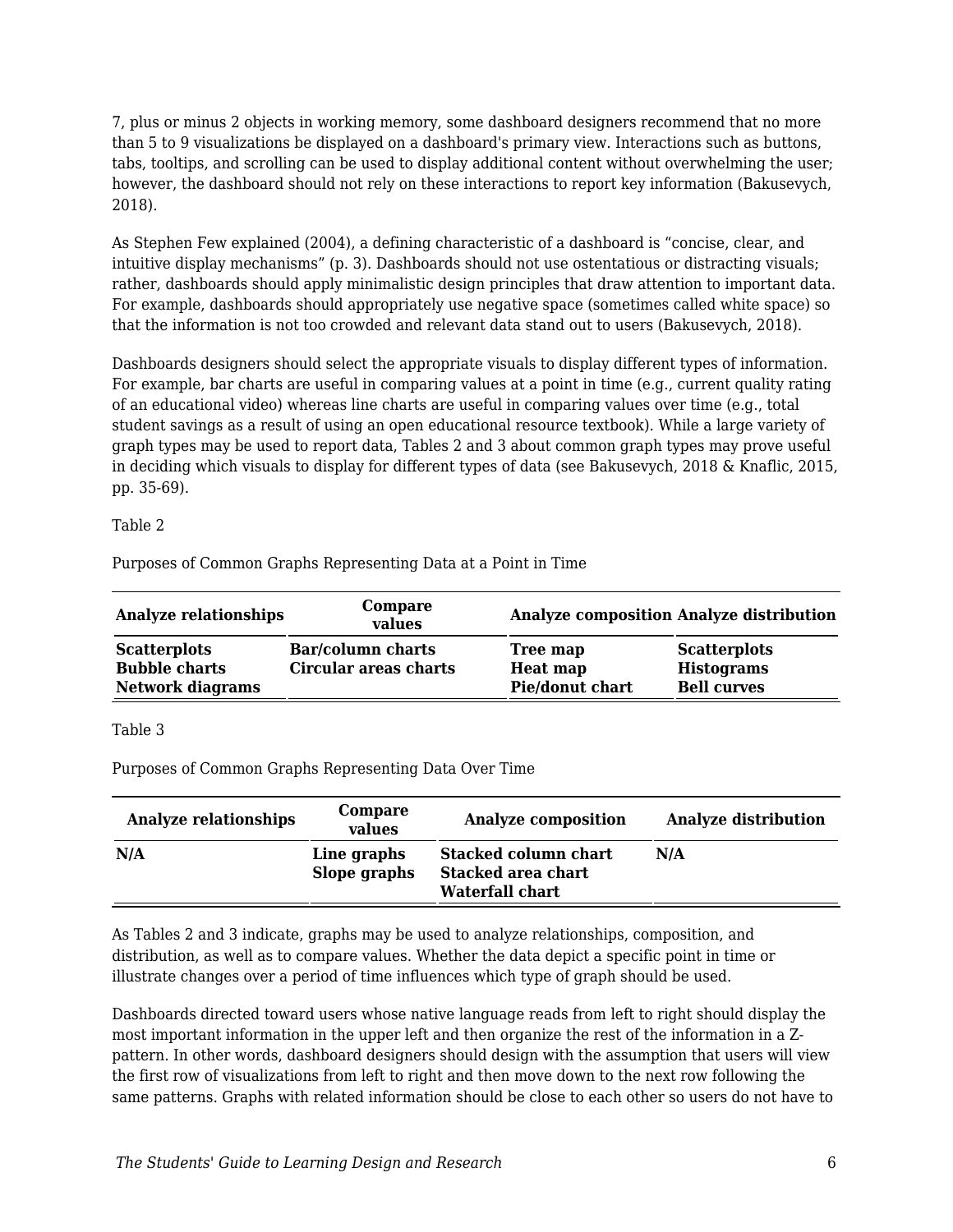7, plus or minus 2 objects in working memory, some dashboard designers recommend that no more than 5 to 9 visualizations be displayed on a dashboard's primary view. Interactions such as buttons, tabs, tooltips, and scrolling can be used to display additional content without overwhelming the user; however, the dashboard should not rely on these interactions to report key information (Bakusevych, 2018).

As Stephen Few explained (2004), a defining characteristic of a dashboard is "concise, clear, and intuitive display mechanisms" (p. 3). Dashboards should not use ostentatious or distracting visuals; rather, dashboards should apply minimalistic design principles that draw attention to important data. For example, dashboards should appropriately use negative space (sometimes called white space) so that the information is not too crowded and relevant data stand out to users (Bakusevych, 2018).

Dashboards designers should select the appropriate visuals to display different types of information. For example, bar charts are useful in comparing values at a point in time (e.g., current quality rating of an educational video) whereas line charts are useful in comparing values over time (e.g., total student savings as a result of using an open educational resource textbook). While a large variety of graph types may be used to report data, Tables 2 and 3 about common graph types may prove useful in deciding which visuals to display for different types of data (see Bakusevych, 2018 & Knaflic, 2015, pp. 35-69).

Table 2

Purposes of Common Graphs Representing Data at a Point in Time

| Analyze relationships | Compare values | Analyze composition | Analyze distribution |
|---|---|---|---|
| **Scatterplots**<br>**Bubble charts**<br>**Network diagrams** | **Bar/column charts**<br>**Circular areas charts** | **Tree map**<br>**Heat map**<br>**Pie/donut chart** | **Scatterplots**<br>**Histograms**<br>**Bell curves** |

Table 3

Purposes of Common Graphs Representing Data Over Time

| Analyze relationships | Compare values | Analyze composition | Analyze distribution |
|---|---|---|---|
| **N/A** | **Line graphs**<br>**Slope graphs** | **Stacked column chart**<br>**Stacked area chart**<br>**Waterfall chart** | **N/A** |

As Tables 2 and 3 indicate, graphs may be used to analyze relationships, composition, and distribution, as well as to compare values. Whether the data depict a specific point in time or illustrate changes over a period of time influences which type of graph should be used.

Dashboards directed toward users whose native language reads from left to right should display the most important information in the upper left and then organize the rest of the information in a Z-pattern. In other words, dashboard designers should design with the assumption that users will view the first row of visualizations from left to right and then move down to the next row following the same patterns. Graphs with related information should be close to each other so users do not have to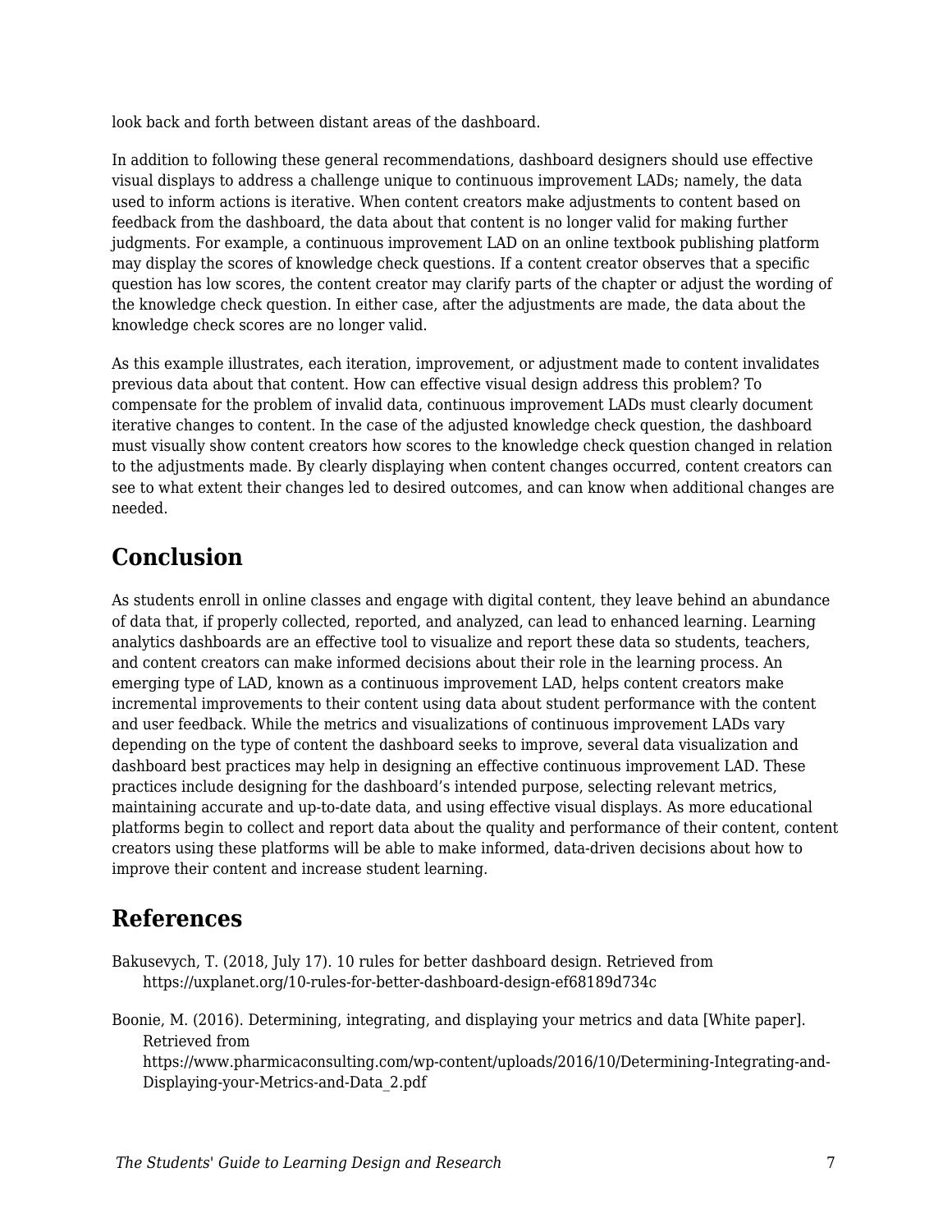look back and forth between distant areas of the dashboard.

In addition to following these general recommendations, dashboard designers should use effective visual displays to address a challenge unique to continuous improvement LADs; namely, the data used to inform actions is iterative. When content creators make adjustments to content based on feedback from the dashboard, the data about that content is no longer valid for making further judgments. For example, a continuous improvement LAD on an online textbook publishing platform may display the scores of knowledge check questions. If a content creator observes that a specific question has low scores, the content creator may clarify parts of the chapter or adjust the wording of the knowledge check question. In either case, after the adjustments are made, the data about the knowledge check scores are no longer valid.

As this example illustrates, each iteration, improvement, or adjustment made to content invalidates previous data about that content. How can effective visual design address this problem? To compensate for the problem of invalid data, continuous improvement LADs must clearly document iterative changes to content. In the case of the adjusted knowledge check question, the dashboard must visually show content creators how scores to the knowledge check question changed in relation to the adjustments made. By clearly displaying when content changes occurred, content creators can see to what extent their changes led to desired outcomes, and can know when additional changes are needed.

## Conclusion

As students enroll in online classes and engage with digital content, they leave behind an abundance of data that, if properly collected, reported, and analyzed, can lead to enhanced learning. Learning analytics dashboards are an effective tool to visualize and report these data so students, teachers, and content creators can make informed decisions about their role in the learning process. An emerging type of LAD, known as a continuous improvement LAD, helps content creators make incremental improvements to their content using data about student performance with the content and user feedback. While the metrics and visualizations of continuous improvement LADs vary depending on the type of content the dashboard seeks to improve, several data visualization and dashboard best practices may help in designing an effective continuous improvement LAD. These practices include designing for the dashboard's intended purpose, selecting relevant metrics, maintaining accurate and up-to-date data, and using effective visual displays. As more educational platforms begin to collect and report data about the quality and performance of their content, content creators using these platforms will be able to make informed, data-driven decisions about how to improve their content and increase student learning.

## References

Bakusevych, T. (2018, July 17). 10 rules for better dashboard design. Retrieved from https://uxplanet.org/10-rules-for-better-dashboard-design-ef68189d734c

Boonie, M. (2016). Determining, integrating, and displaying your metrics and data [White paper]. Retrieved from https://www.pharmicaconsulting.com/wp-content/uploads/2016/10/Determining-Integrating-and-Displaying-your-Metrics-and-Data_2.pdf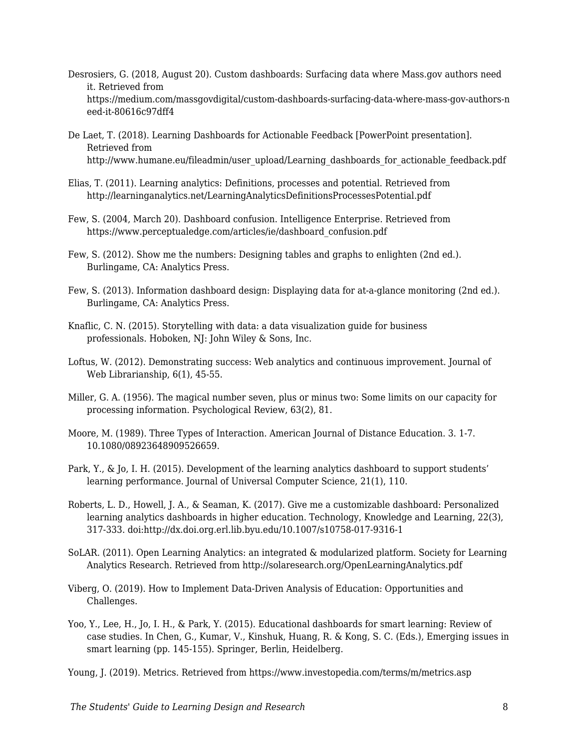Desrosiers, G. (2018, August 20). Custom dashboards: Surfacing data where Mass.gov authors need it. Retrieved from https://medium.com/massgovdigital/custom-dashboards-surfacing-data-where-mass-gov-authors-need-it-80616c97dff4

De Laet, T. (2018). Learning Dashboards for Actionable Feedback [PowerPoint presentation]. Retrieved from http://www.humane.eu/fileadmin/user_upload/Learning_dashboards_for_actionable_feedback.pdf

Elias, T. (2011). Learning analytics: Definitions, processes and potential. Retrieved from http://learninganalytics.net/LearningAnalyticsDefinitionsProcessesPotential.pdf

Few, S. (2004, March 20). Dashboard confusion. Intelligence Enterprise. Retrieved from https://www.perceptualedge.com/articles/ie/dashboard_confusion.pdf

Few, S. (2012). Show me the numbers: Designing tables and graphs to enlighten (2nd ed.). Burlingame, CA: Analytics Press.

Few, S. (2013). Information dashboard design: Displaying data for at-a-glance monitoring (2nd ed.). Burlingame, CA: Analytics Press.

Knaflic, C. N. (2015). Storytelling with data: a data visualization guide for business professionals. Hoboken, NJ: John Wiley & Sons, Inc.

Loftus, W. (2012). Demonstrating success: Web analytics and continuous improvement. Journal of Web Librarianship, 6(1), 45-55.

Miller, G. A. (1956). The magical number seven, plus or minus two: Some limits on our capacity for processing information. Psychological Review, 63(2), 81.

Moore, M. (1989). Three Types of Interaction. American Journal of Distance Education. 3. 1-7. 10.1080/08923648909526659.

Park, Y., & Jo, I. H. (2015). Development of the learning analytics dashboard to support students' learning performance. Journal of Universal Computer Science, 21(1), 110.

Roberts, L. D., Howell, J. A., & Seaman, K. (2017). Give me a customizable dashboard: Personalized learning analytics dashboards in higher education. Technology, Knowledge and Learning, 22(3), 317-333. doi:http://dx.doi.org.erl.lib.byu.edu/10.1007/s10758-017-9316-1

SoLAR. (2011). Open Learning Analytics: an integrated & modularized platform. Society for Learning Analytics Research. Retrieved from http://solaresearch.org/OpenLearningAnalytics.pdf

Viberg, O. (2019). How to Implement Data-Driven Analysis of Education: Opportunities and Challenges.

Yoo, Y., Lee, H., Jo, I. H., & Park, Y. (2015). Educational dashboards for smart learning: Review of case studies. In Chen, G., Kumar, V., Kinshuk, Huang, R. & Kong, S. C. (Eds.), Emerging issues in smart learning (pp. 145-155). Springer, Berlin, Heidelberg.

Young, J. (2019). Metrics. Retrieved from https://www.investopedia.com/terms/m/metrics.asp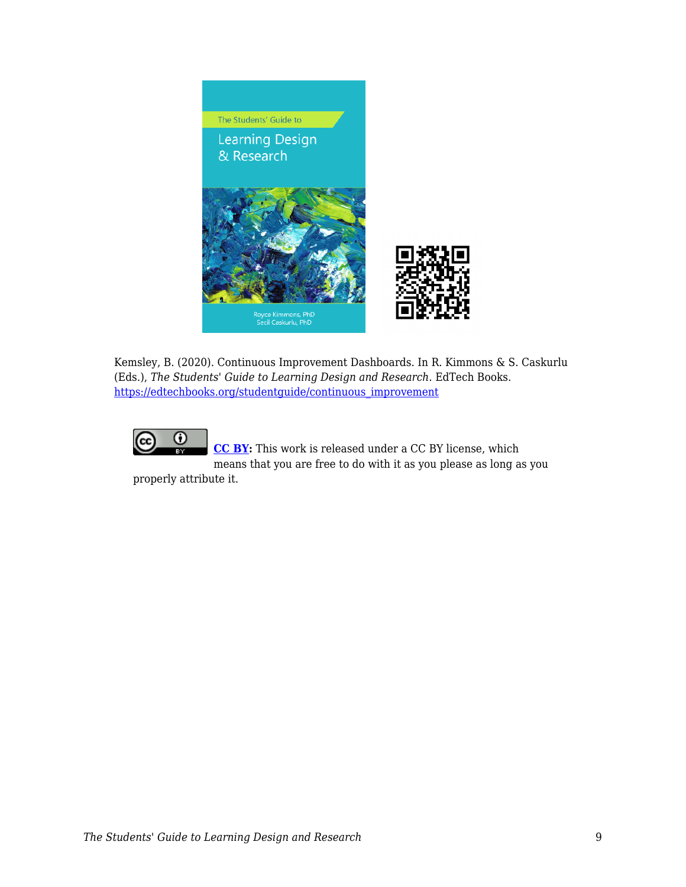Kemsley, B. (2020). Continuous Improvement Dashboards. In R. Kimmons & S. Caskurlu (Eds.), *The Students' Guide to Learning Design and Research*. EdTech Books. https://edtechbooks.org/studentguide/continuous_improvement

**CC BY:** This work is released under a CC BY license, which means that you are free to do with it as you please as long as you properly attribute it.